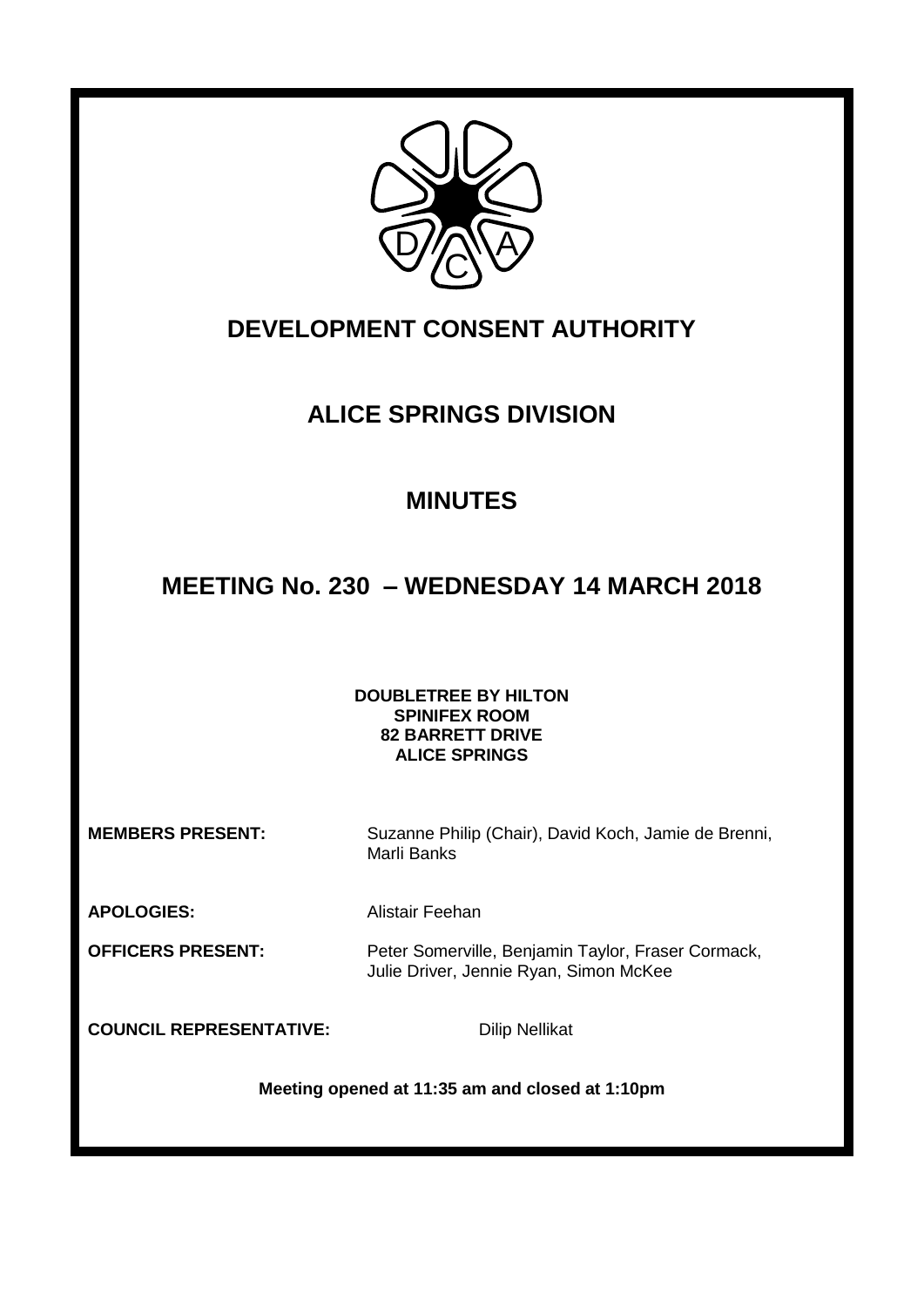# DEVELOPMENT CONSENT AUTHORITY

## ALICE SPRINGS DIVISION

## MINUTES

## MEETING No. 230 – WEDNESDAY 14 MARCH 2018

**DOUBLETREE BY HILTON**
**SPINIFEX ROOM**
**82 BARRETT DRIVE**
**ALICE SPRINGS**

**MEMBERS PRESENT:** Suzanne Philip (Chair), David Koch, Jamie de Brenni, Marli Banks

**APOLOGIES:** Alistair Feehan

**OFFICERS PRESENT:** Peter Somerville, Benjamin Taylor, Fraser Cormack, Julie Driver, Jennie Ryan, Simon McKee

**COUNCIL REPRESENTATIVE:** Dilip Nellikat

**Meeting opened at 11:35 am and closed at 1:10pm**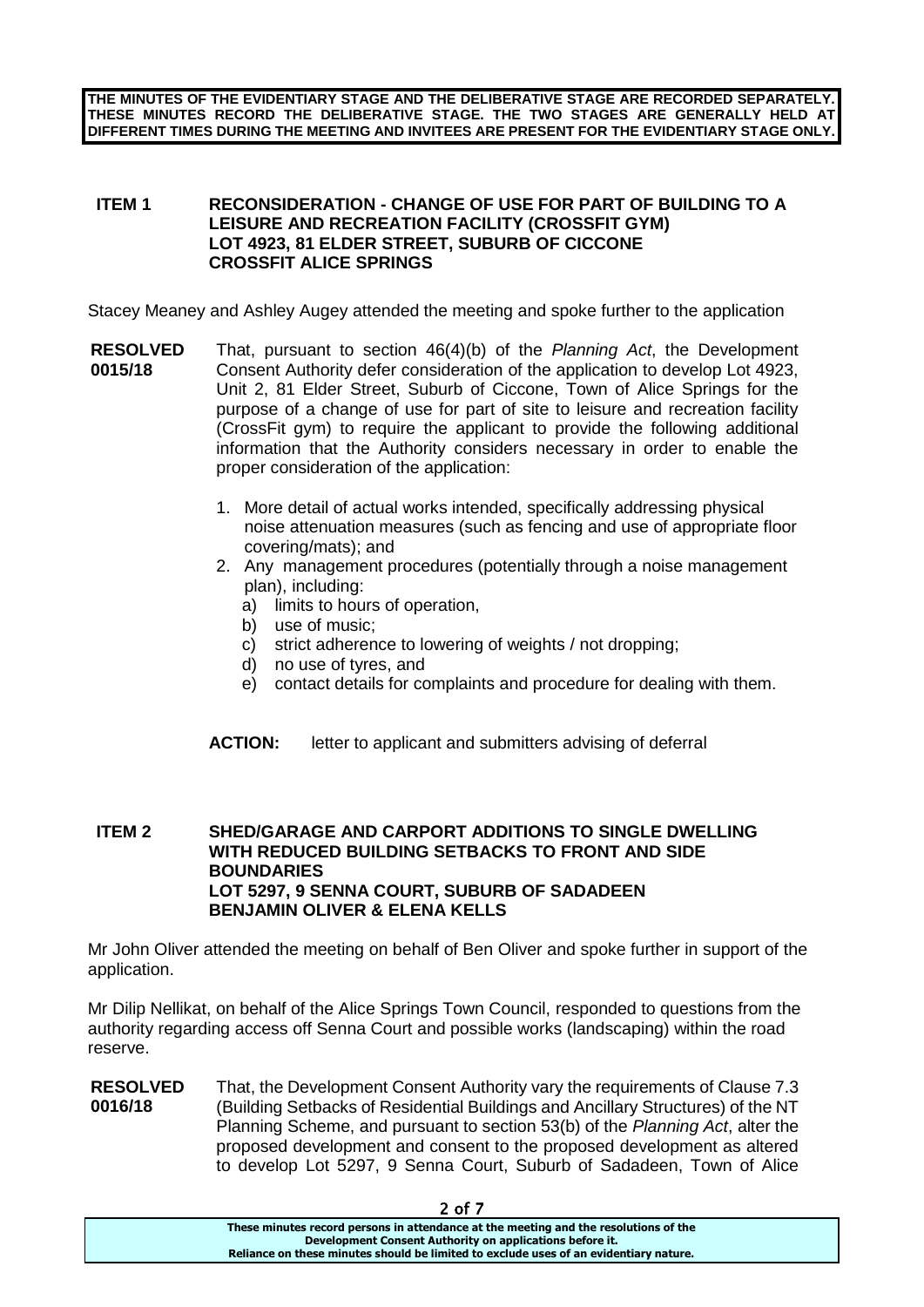**THE MINUTES OF THE EVIDENTIARY STAGE AND THE DELIBERATIVE STAGE ARE RECORDED SEPARATELY. THESE MINUTES RECORD THE DELIBERATIVE STAGE. THE TWO STAGES ARE GENERALLY HELD AT DIFFERENT TIMES DURING THE MEETING AND INVITEES ARE PRESENT FOR THE EVIDENTIARY STAGE ONLY.**

**ITEM 1 RECONSIDERATION - CHANGE OF USE FOR PART OF BUILDING TO A LEISURE AND RECREATION FACILITY (CROSSFIT GYM) LOT 4923, 81 ELDER STREET, SUBURB OF CICCONE CROSSFIT ALICE SPRINGS**

Stacey Meaney and Ashley Augey attended the meeting and spoke further to the application

**RESOLVED 0015/18**

That, pursuant to section 46(4)(b) of the *Planning Act*, the Development Consent Authority defer consideration of the application to develop Lot 4923, Unit 2, 81 Elder Street, Suburb of Ciccone, Town of Alice Springs for the purpose of a change of use for part of site to leisure and recreation facility (CrossFit gym) to require the applicant to provide the following additional information that the Authority considers necessary in order to enable the proper consideration of the application:

1. More detail of actual works intended, specifically addressing physical noise attenuation measures (such as fencing and use of appropriate floor covering/mats); and
2. Any management procedures (potentially through a noise management plan), including:
   a) limits to hours of operation,
   b) use of music;
   c) strict adherence to lowering of weights / not dropping;
   d) no use of tyres, and
   e) contact details for complaints and procedure for dealing with them.

**ACTION:** letter to applicant and submitters advising of deferral

**ITEM 2 SHED/GARAGE AND CARPORT ADDITIONS TO SINGLE DWELLING WITH REDUCED BUILDING SETBACKS TO FRONT AND SIDE BOUNDARIES LOT 5297, 9 SENNA COURT, SUBURB OF SADADEEN BENJAMIN OLIVER & ELENA KELLS**

Mr John Oliver attended the meeting on behalf of Ben Oliver and spoke further in support of the application.

Mr Dilip Nellikat, on behalf of the Alice Springs Town Council, responded to questions from the authority regarding access off Senna Court and possible works (landscaping) within the road reserve.

**RESOLVED 0016/18**

That, the Development Consent Authority vary the requirements of Clause 7.3 (Building Setbacks of Residential Buildings and Ancillary Structures) of the NT Planning Scheme, and pursuant to section 53(b) of the *Planning Act*, alter the proposed development and consent to the proposed development as altered to develop Lot 5297, 9 Senna Court, Suburb of Sadadeen, Town of Alice

These minutes record persons in attendance at the meeting and the resolutions of the Development Consent Authority on applications before it. Reliance on these minutes should be limited to exclude uses of an evidentiary nature.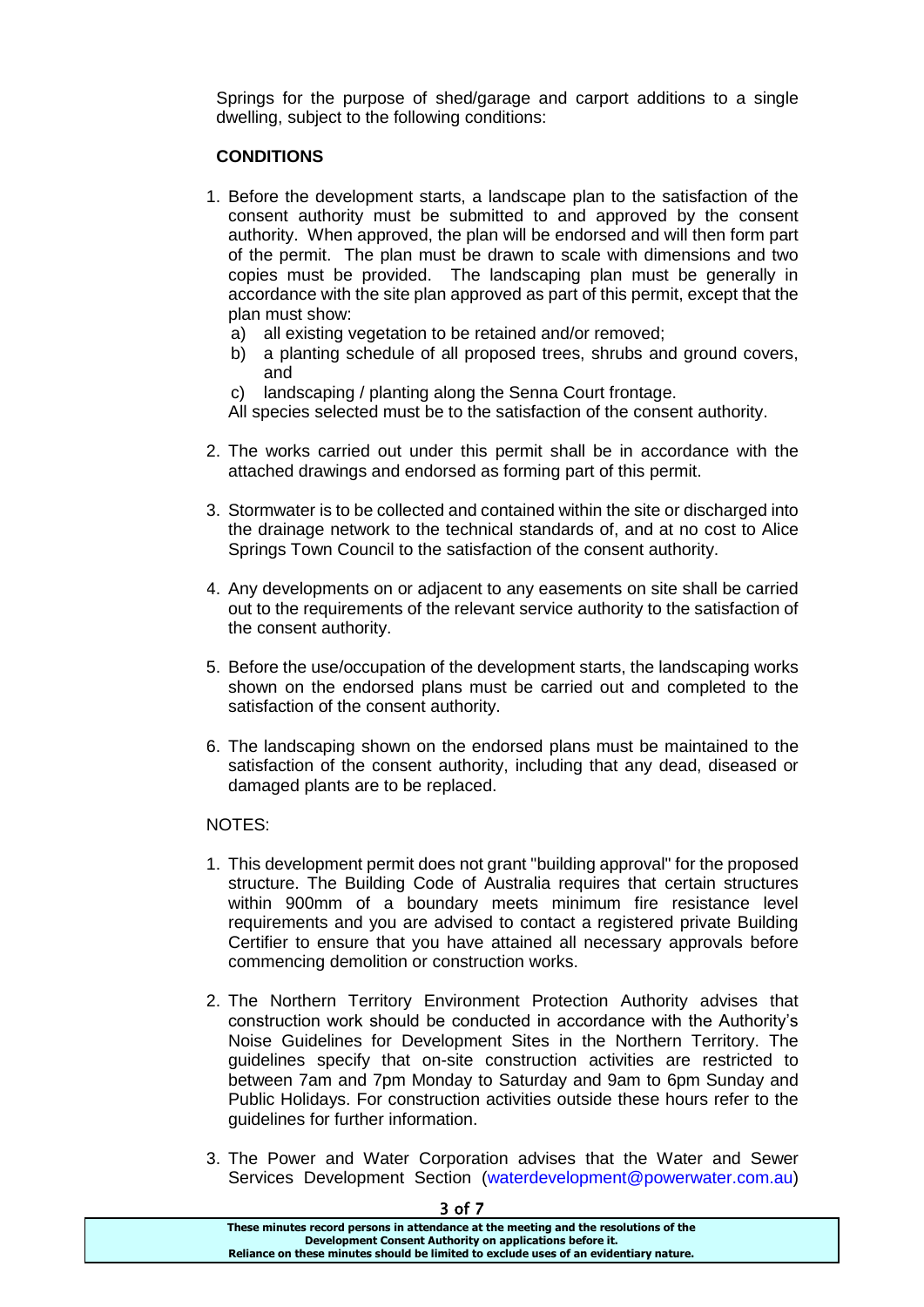Springs for the purpose of shed/garage and carport additions to a single dwelling, subject to the following conditions:

**CONDITIONS**

1. Before the development starts, a landscape plan to the satisfaction of the consent authority must be submitted to and approved by the consent authority. When approved, the plan will be endorsed and will then form part of the permit. The plan must be drawn to scale with dimensions and two copies must be provided. The landscaping plan must be generally in accordance with the site plan approved as part of this permit, except that the plan must show:
   a) all existing vegetation to be retained and/or removed;
   b) a planting schedule of all proposed trees, shrubs and ground covers, and
   c) landscaping / planting along the Senna Court frontage.

   All species selected must be to the satisfaction of the consent authority.

2. The works carried out under this permit shall be in accordance with the attached drawings and endorsed as forming part of this permit.

3. Stormwater is to be collected and contained within the site or discharged into the drainage network to the technical standards of, and at no cost to Alice Springs Town Council to the satisfaction of the consent authority.

4. Any developments on or adjacent to any easements on site shall be carried out to the requirements of the relevant service authority to the satisfaction of the consent authority.

5. Before the use/occupation of the development starts, the landscaping works shown on the endorsed plans must be carried out and completed to the satisfaction of the consent authority.

6. The landscaping shown on the endorsed plans must be maintained to the satisfaction of the consent authority, including that any dead, diseased or damaged plants are to be replaced.

NOTES:

1. This development permit does not grant "building approval" for the proposed structure. The Building Code of Australia requires that certain structures within 900mm of a boundary meets minimum fire resistance level requirements and you are advised to contact a registered private Building Certifier to ensure that you have attained all necessary approvals before commencing demolition or construction works.

2. The Northern Territory Environment Protection Authority advises that construction work should be conducted in accordance with the Authority's Noise Guidelines for Development Sites in the Northern Territory. The guidelines specify that on-site construction activities are restricted to between 7am and 7pm Monday to Saturday and 9am to 6pm Sunday and Public Holidays. For construction activities outside these hours refer to the guidelines for further information.

3. The Power and Water Corporation advises that the Water and Sewer Services Development Section (waterdevelopment@powerwater.com.au)

These minutes record persons in attendance at the meeting and the resolutions of the Development Consent Authority on applications before it. Reliance on these minutes should be limited to exclude uses of an evidentiary nature.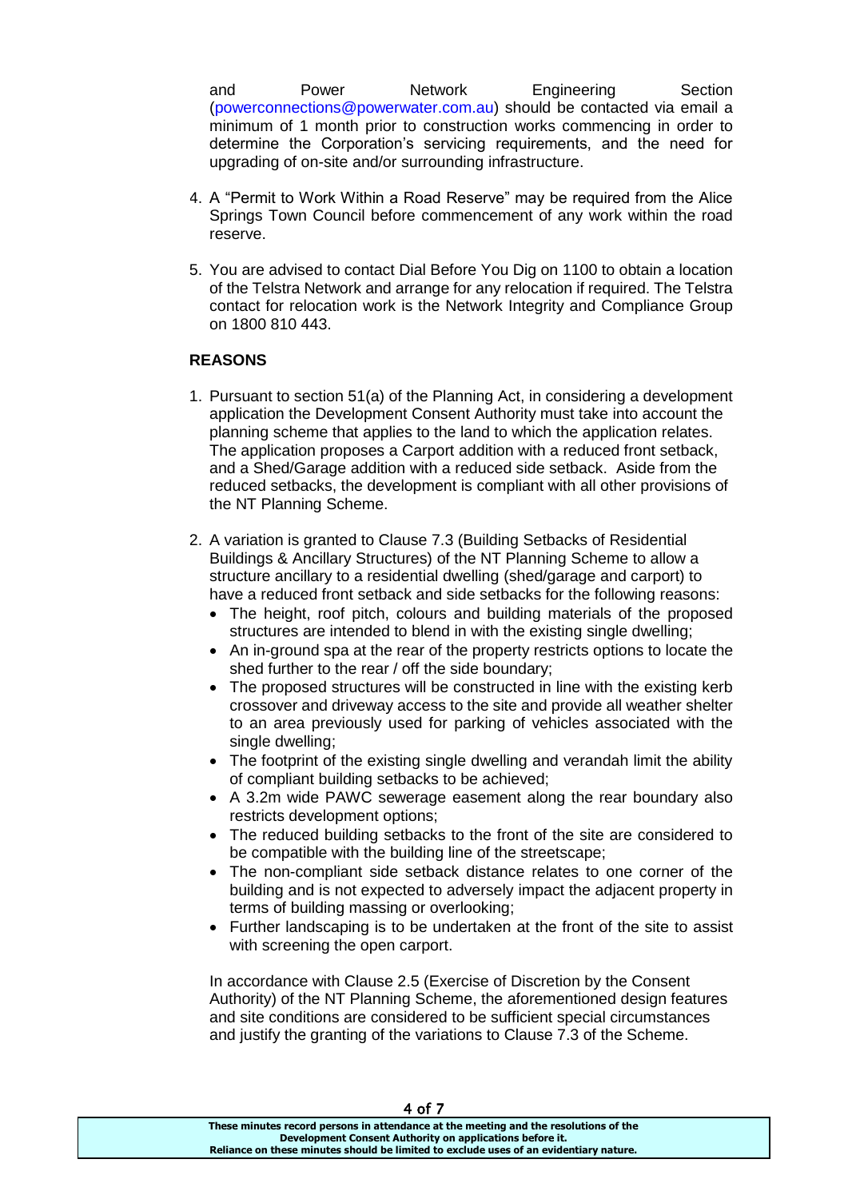and Power Network Engineering Section (powerconnections@powerwater.com.au) should be contacted via email a minimum of 1 month prior to construction works commencing in order to determine the Corporation's servicing requirements, and the need for upgrading of on-site and/or surrounding infrastructure.

4. A "Permit to Work Within a Road Reserve" may be required from the Alice Springs Town Council before commencement of any work within the road reserve.

5. You are advised to contact Dial Before You Dig on 1100 to obtain a location of the Telstra Network and arrange for any relocation if required. The Telstra contact for relocation work is the Network Integrity and Compliance Group on 1800 810 443.

**REASONS**

1. Pursuant to section 51(a) of the Planning Act, in considering a development application the Development Consent Authority must take into account the planning scheme that applies to the land to which the application relates. The application proposes a Carport addition with a reduced front setback, and a Shed/Garage addition with a reduced side setback. Aside from the reduced setbacks, the development is compliant with all other provisions of the NT Planning Scheme.

2. A variation is granted to Clause 7.3 (Building Setbacks of Residential Buildings & Ancillary Structures) of the NT Planning Scheme to allow a structure ancillary to a residential dwelling (shed/garage and carport) to have a reduced front setback and side setbacks for the following reasons:
   - The height, roof pitch, colours and building materials of the proposed structures are intended to blend in with the existing single dwelling;
   - An in-ground spa at the rear of the property restricts options to locate the shed further to the rear / off the side boundary;
   - The proposed structures will be constructed in line with the existing kerb crossover and driveway access to the site and provide all weather shelter to an area previously used for parking of vehicles associated with the single dwelling;
   - The footprint of the existing single dwelling and verandah limit the ability of compliant building setbacks to be achieved;
   - A 3.2m wide PAWC sewerage easement along the rear boundary also restricts development options;
   - The reduced building setbacks to the front of the site are considered to be compatible with the building line of the streetscape;
   - The non-compliant side setback distance relates to one corner of the building and is not expected to adversely impact the adjacent property in terms of building massing or overlooking;
   - Further landscaping is to be undertaken at the front of the site to assist with screening the open carport.

   In accordance with Clause 2.5 (Exercise of Discretion by the Consent Authority) of the NT Planning Scheme, the aforementioned design features and site conditions are considered to be sufficient special circumstances and justify the granting of the variations to Clause 7.3 of the Scheme.

These minutes record persons in attendance at the meeting and the resolutions of the Development Consent Authority on applications before it. Reliance on these minutes should be limited to exclude uses of an evidentiary nature.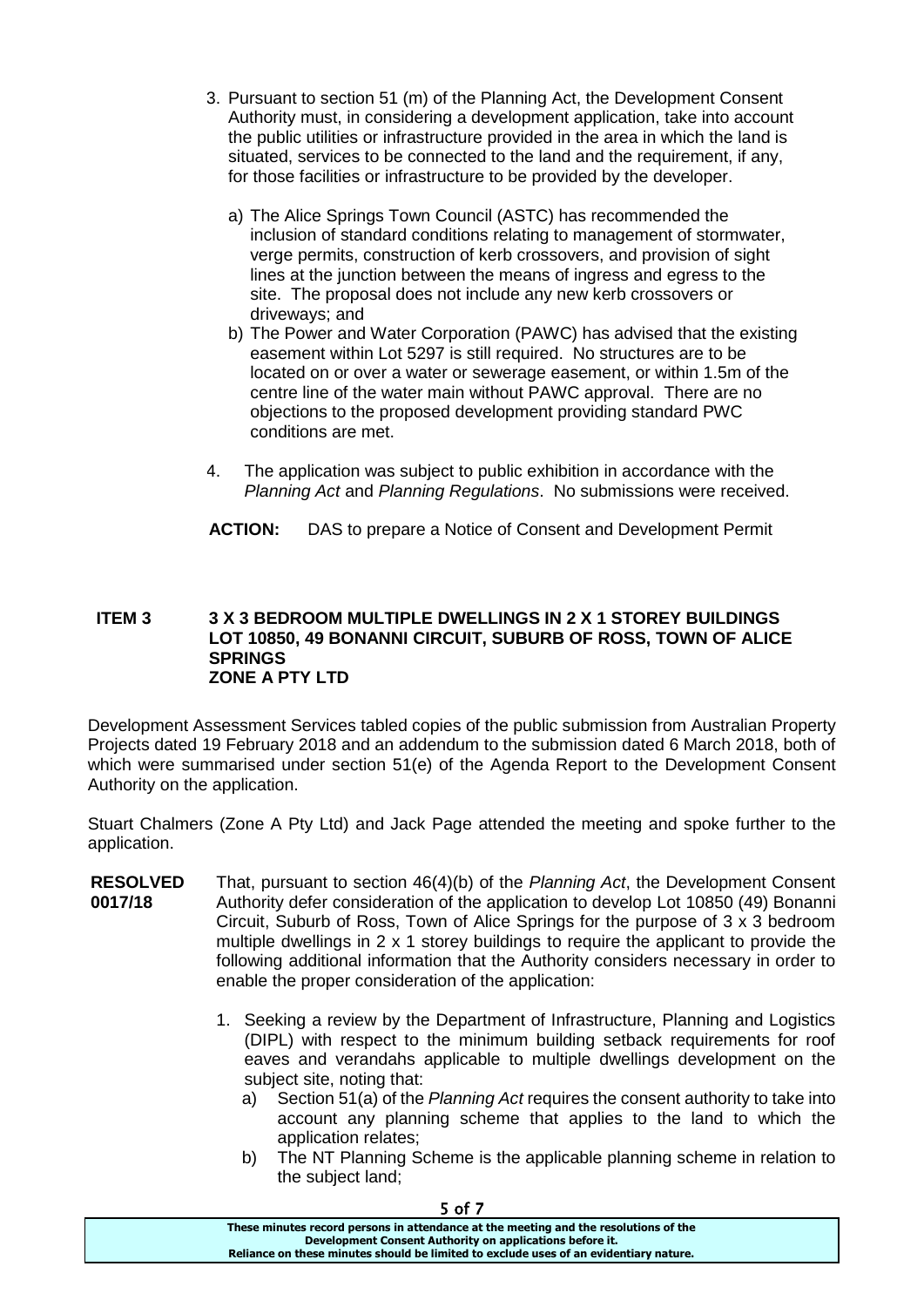3. Pursuant to section 51 (m) of the Planning Act, the Development Consent Authority must, in considering a development application, take into account the public utilities or infrastructure provided in the area in which the land is situated, services to be connected to the land and the requirement, if any, for those facilities or infrastructure to be provided by the developer.

   a) The Alice Springs Town Council (ASTC) has recommended the inclusion of standard conditions relating to management of stormwater, verge permits, construction of kerb crossovers, and provision of sight lines at the junction between the means of ingress and egress to the site. The proposal does not include any new kerb crossovers or driveways; and

   b) The Power and Water Corporation (PAWC) has advised that the existing easement within Lot 5297 is still required. No structures are to be located on or over a water or sewerage easement, or within 1.5m of the centre line of the water main without PAWC approval. There are no objections to the proposed development providing standard PWC conditions are met.

4. The application was subject to public exhibition in accordance with the *Planning Act* and *Planning Regulations*. No submissions were received.

**ACTION:** DAS to prepare a Notice of Consent and Development Permit

## ITEM 3 3 X 3 BEDROOM MULTIPLE DWELLINGS IN 2 X 1 STOREY BUILDINGS LOT 10850, 49 BONANNI CIRCUIT, SUBURB OF ROSS, TOWN OF ALICE SPRINGS ZONE A PTY LTD

Development Assessment Services tabled copies of the public submission from Australian Property Projects dated 19 February 2018 and an addendum to the submission dated 6 March 2018, both of which were summarised under section 51(e) of the Agenda Report to the Development Consent Authority on the application.

Stuart Chalmers (Zone A Pty Ltd) and Jack Page attended the meeting and spoke further to the application.

**RESOLVED 0017/18** That, pursuant to section 46(4)(b) of the *Planning Act*, the Development Consent Authority defer consideration of the application to develop Lot 10850 (49) Bonanni Circuit, Suburb of Ross, Town of Alice Springs for the purpose of 3 x 3 bedroom multiple dwellings in 2 x 1 storey buildings to require the applicant to provide the following additional information that the Authority considers necessary in order to enable the proper consideration of the application:

1. Seeking a review by the Department of Infrastructure, Planning and Logistics (DIPL) with respect to the minimum building setback requirements for roof eaves and verandahs applicable to multiple dwellings development on the subject site, noting that:
   a) Section 51(a) of the *Planning Act* requires the consent authority to take into account any planning scheme that applies to the land to which the application relates;
   b) The NT Planning Scheme is the applicable planning scheme in relation to the subject land;

These minutes record persons in attendance at the meeting and the resolutions of the Development Consent Authority on applications before it. Reliance on these minutes should be limited to exclude uses of an evidentiary nature.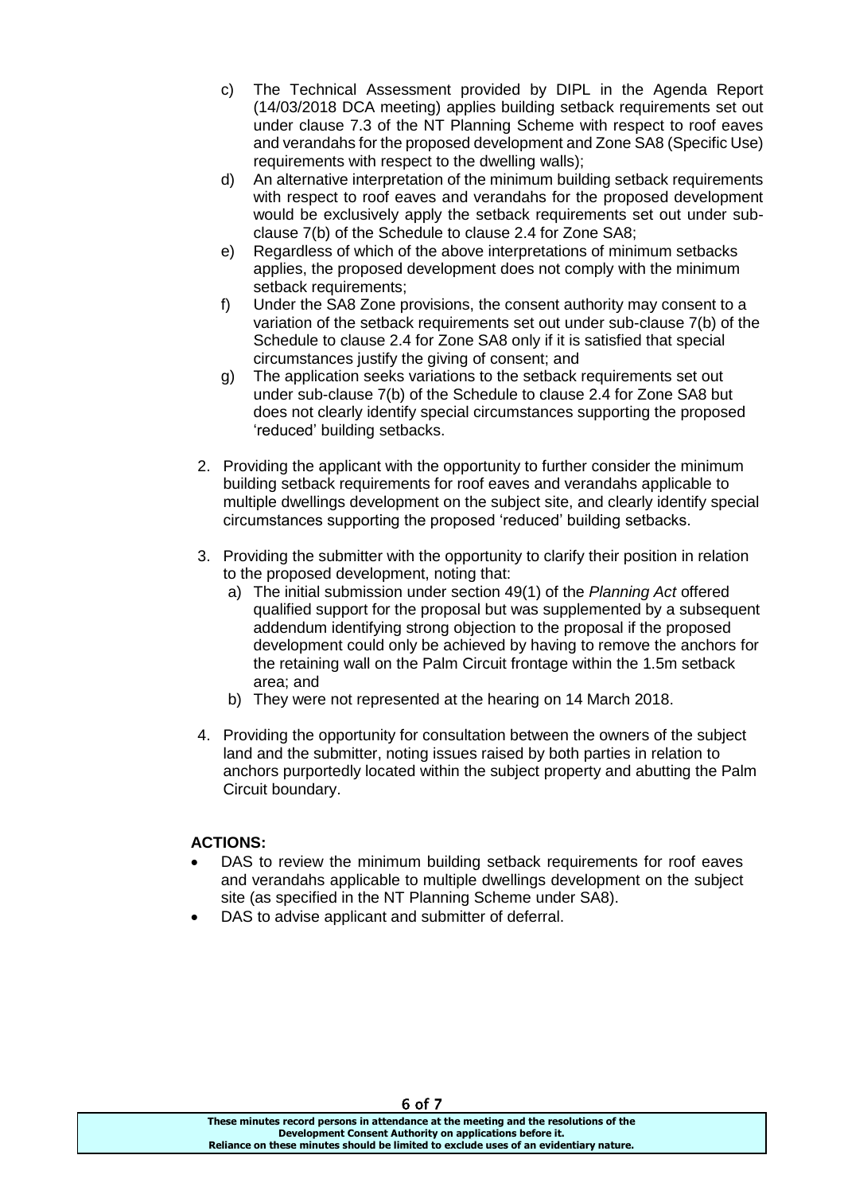c) The Technical Assessment provided by DIPL in the Agenda Report (14/03/2018 DCA meeting) applies building setback requirements set out under clause 7.3 of the NT Planning Scheme with respect to roof eaves and verandahs for the proposed development and Zone SA8 (Specific Use) requirements with respect to the dwelling walls);
d) An alternative interpretation of the minimum building setback requirements with respect to roof eaves and verandahs for the proposed development would be exclusively apply the setback requirements set out under sub-clause 7(b) of the Schedule to clause 2.4 for Zone SA8;
e) Regardless of which of the above interpretations of minimum setbacks applies, the proposed development does not comply with the minimum setback requirements;
f) Under the SA8 Zone provisions, the consent authority may consent to a variation of the setback requirements set out under sub-clause 7(b) of the Schedule to clause 2.4 for Zone SA8 only if it is satisfied that special circumstances justify the giving of consent; and
g) The application seeks variations to the setback requirements set out under sub-clause 7(b) of the Schedule to clause 2.4 for Zone SA8 but does not clearly identify special circumstances supporting the proposed 'reduced' building setbacks.

2. Providing the applicant with the opportunity to further consider the minimum building setback requirements for roof eaves and verandahs applicable to multiple dwellings development on the subject site, and clearly identify special circumstances supporting the proposed 'reduced' building setbacks.

3. Providing the submitter with the opportunity to clarify their position in relation to the proposed development, noting that:
   a) The initial submission under section 49(1) of the *Planning Act* offered qualified support for the proposal but was supplemented by a subsequent addendum identifying strong objection to the proposal if the proposed development could only be achieved by having to remove the anchors for the retaining wall on the Palm Circuit frontage within the 1.5m setback area; and
   b) They were not represented at the hearing on 14 March 2018.

4. Providing the opportunity for consultation between the owners of the subject land and the submitter, noting issues raised by both parties in relation to anchors purportedly located within the subject property and abutting the Palm Circuit boundary.

**ACTIONS:**

- DAS to review the minimum building setback requirements for roof eaves and verandahs applicable to multiple dwellings development on the subject site (as specified in the NT Planning Scheme under SA8).
- DAS to advise applicant and submitter of deferral.

These minutes record persons in attendance at the meeting and the resolutions of the Development Consent Authority on applications before it. Reliance on these minutes should be limited to exclude uses of an evidentiary nature.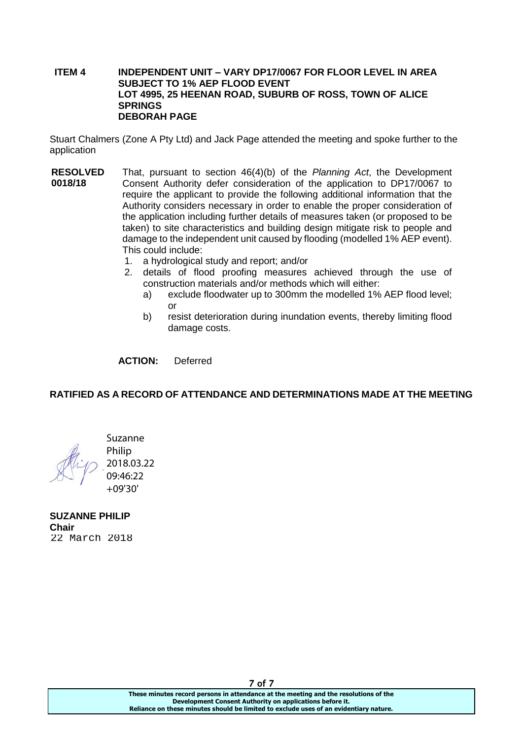**ITEM 4 INDEPENDENT UNIT – VARY DP17/0067 FOR FLOOR LEVEL IN AREA SUBJECT TO 1% AEP FLOOD EVENT**
**LOT 4995, 25 HEENAN ROAD, SUBURB OF ROSS, TOWN OF ALICE SPRINGS**
**DEBORAH PAGE**

Stuart Chalmers (Zone A Pty Ltd) and Jack Page attended the meeting and spoke further to the application

**RESOLVED 0018/18**

That, pursuant to section 46(4)(b) of the *Planning Act*, the Development Consent Authority defer consideration of the application to DP17/0067 to require the applicant to provide the following additional information that the Authority considers necessary in order to enable the proper consideration of the application including further details of measures taken (or proposed to be taken) to site characteristics and building design mitigate risk to people and damage to the independent unit caused by flooding (modelled 1% AEP event). This could include:

1. a hydrological study and report; and/or
2. details of flood proofing measures achieved through the use of construction materials and/or methods which will either:
   a) exclude floodwater up to 300mm the modelled 1% AEP flood level; or
   b) resist deterioration during inundation events, thereby limiting flood damage costs.

**ACTION:** Deferred

**RATIFIED AS A RECORD OF ATTENDANCE AND DETERMINATIONS MADE AT THE MEETING**

Suzanne Philip
2018.03.22
09:46:22
+09'30'

**SUZANNE PHILIP**
**Chair**
22 March 2018

These minutes record persons in attendance at the meeting and the resolutions of the Development Consent Authority on applications before it.
Reliance on these minutes should be limited to exclude uses of an evidentiary nature.